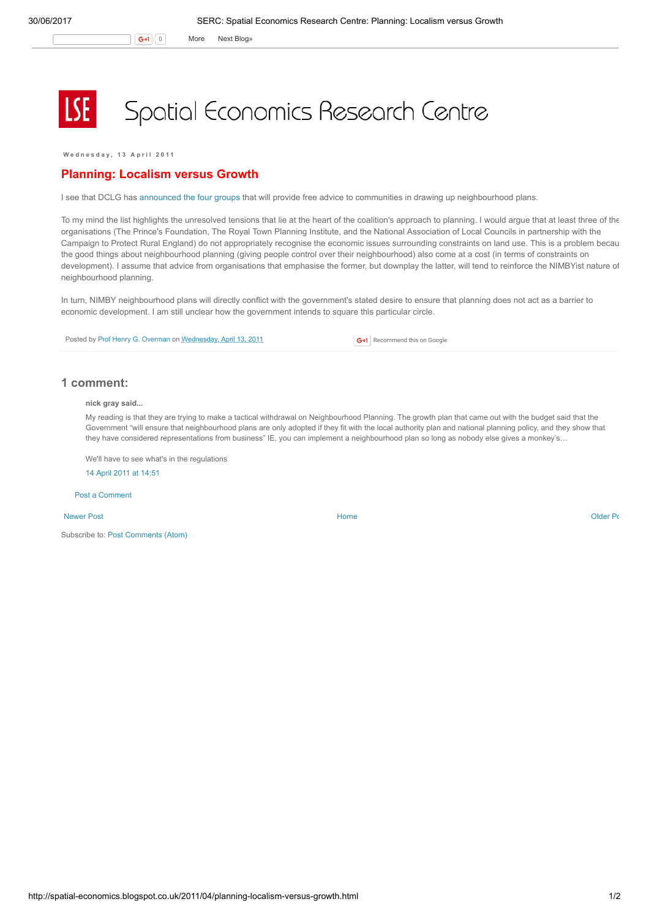# Spatial Economics Research Centre

Wednesday, 13 April 2011

## Planning: Localism versus Growth

I see that DCLG has announced the four groups that will provide free advice to communities in drawing up neighbourhood plans.

To my mind the list highlights the unresolved tensions that lie at the heart of the coalition's approach to planning. I would argue that at least three of the organisations (The Prince's Foundation, The Royal Town Planning Institute, and the National Association of Local Councils in partnership with the Campaign to Protect Rural England) do not appropriately recognise the economic issues surrounding constraints on land use. This is a problem becau the good things about neighbourhood planning (giving people control over their neighbourhood) also come at a cost (in terms of constraints on development). I assume that advice from organisations that emphasise the former, but downplay the latter, will tend to reinforce the NIMBYist nature of neighbourhood planning.

In turn, NIMBY neighbourhood plans will directly conflict with the government's stated desire to ensure that planning does not act as a barrier to economic development. I am still unclear how the government intends to square this particular circle.

Posted by Prof Henry G. Overman on Wednesday, April 13, 2011

Recommend this on Google

## 1 comment:

**nick gray said...**

My reading is that they are trying to make a tactical withdrawal on Neighbourhood Planning. The growth plan that came out with the budget said that the Government "will ensure that neighbourhood plans are only adopted if they fit with the local authority plan and national planning policy, and they show that they have considered representations from business" IE, you can implement a neighbourhood plan so long as nobody else gives a monkey's…

We'll have to see what's in the regulations

14 April 2011 at 14:51

Post a Comment

Newer Post | Home | Older Po

Subscribe to: Post Comments (Atom)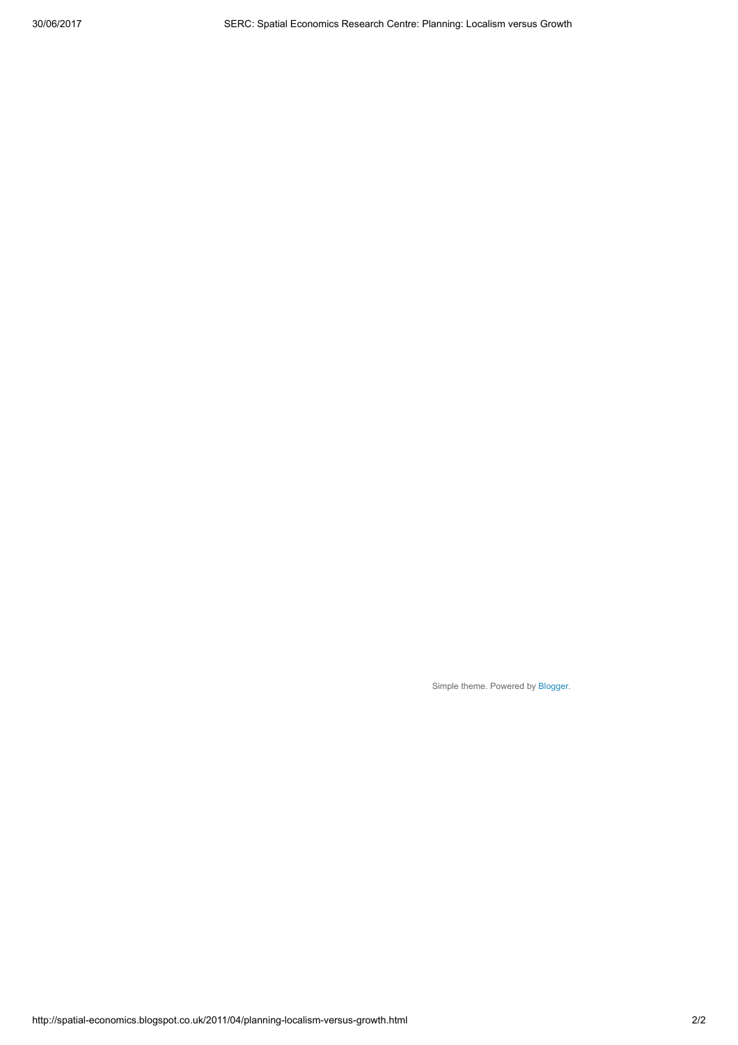Simple theme. Powered by Blogger.